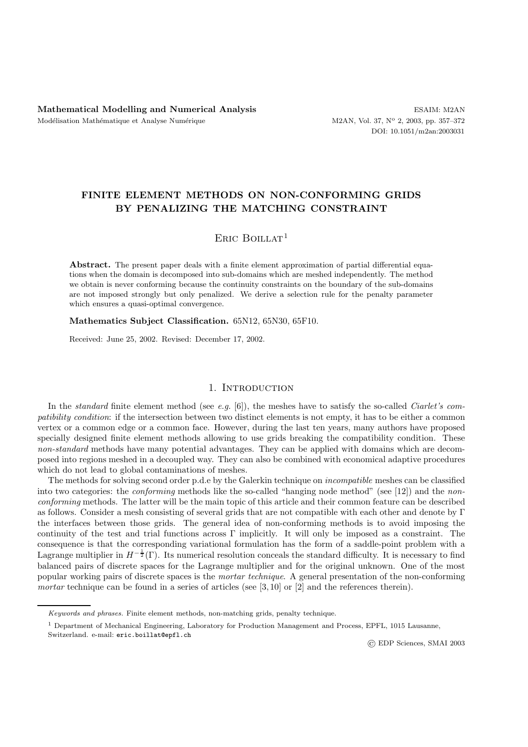# FINITE ELEMENT METHODS ON NON-CONFORMING GRIDS BY PENALIZING THE MATCHING CONSTRAINT

Eric Boillat[1]

**Abstract.** The present paper deals with a finite element approximation of partial differential equations when the domain is decomposed into sub-domains which are meshed independently. The method we obtain is never conforming because the continuity constraints on the boundary of the sub-domains are not imposed strongly but only penalized. We derive a selection rule for the penalty parameter which ensures a quasi-optimal convergence.

**Mathematics Subject Classification.** 65N12, 65N30, 65F10.

Received: June 25, 2002. Revised: December 17, 2002.

## 1. Introduction

In the *standard* finite element method (see *e.g.* [6]), the meshes have to satisfy the so-called *Ciarlet's compatibility condition*: if the intersection between two distinct elements is not empty, it has to be either a common vertex or a common edge or a common face. However, during the last ten years, many authors have proposed specially designed finite element methods allowing to use grids breaking the compatibility condition. These *non-standard* methods have many potential advantages. They can be applied with domains which are decomposed into regions meshed in a decoupled way. They can also be combined with economical adaptive procedures which do not lead to global contaminations of meshes.

The methods for solving second order p.d.e by the Galerkin technique on *incompatible* meshes can be classified into two categories: the *conforming* methods like the so-called "hanging node method" (see [12]) and the *non-conforming* methods. The latter will be the main topic of this article and their common feature can be described as follows. Consider a mesh consisting of several grids that are not compatible with each other and denote by $\Gamma$ the interfaces between those grids. The general idea of non-conforming methods is to avoid imposing the continuity of the test and trial functions across $\Gamma$ implicitly. It will only be imposed as a constraint. The consequence is that the corresponding variational formulation has the form of a saddle-point problem with a Lagrange multiplier in $H^{-\frac{1}{2}}(\Gamma)$. Its numerical resolution conceals the standard difficulty. It is necessary to find balanced pairs of discrete spaces for the Lagrange multiplier and for the original unknown. One of the most popular working pairs of discrete spaces is the *mortar technique*. A general presentation of the non-conforming *mortar* technique can be found in a series of articles (see [3, 10] or [2] and the references therein).

---

*Keywords and phrases.* Finite element methods, non-matching grids, penalty technique.

[1] Department of Mechanical Engineering, Laboratory for Production Management and Process, EPFL, 1015 Lausanne, Switzerland. e-mail: eric.boillat@epfl.ch

© EDP Sciences, SMAI 2003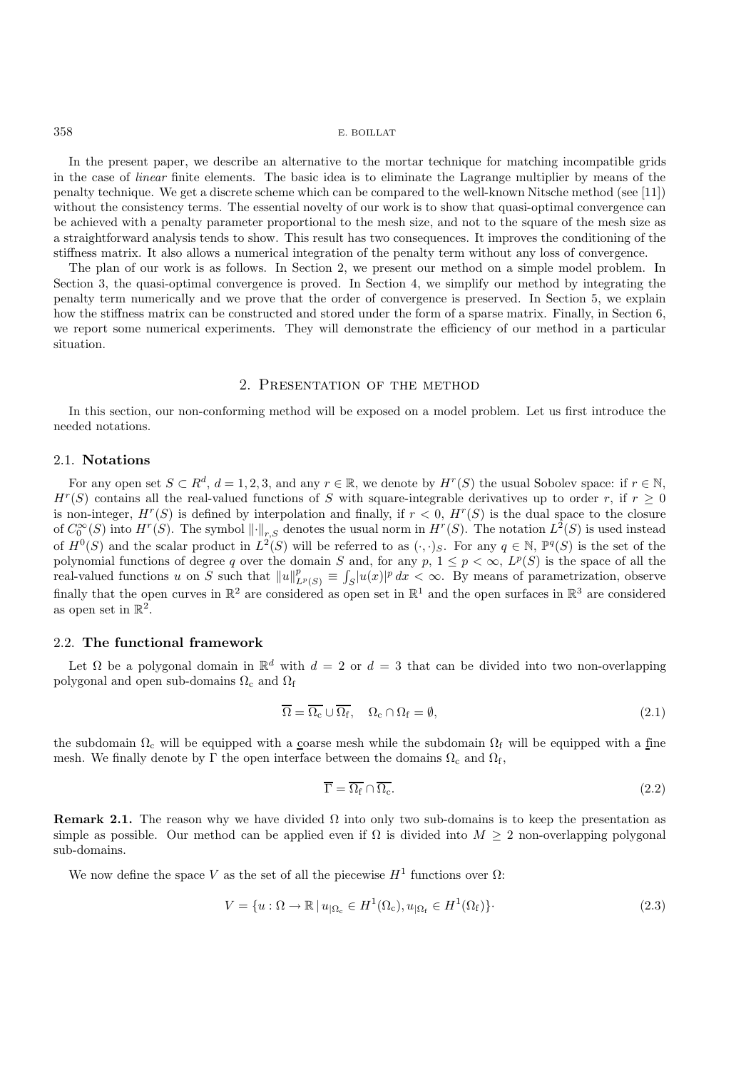In the present paper, we describe an alternative to the mortar technique for matching incompatible grids in the case of *linear* finite elements. The basic idea is to eliminate the Lagrange multiplier by means of the penalty technique. We get a discrete scheme which can be compared to the well-known Nitsche method (see [11]) without the consistency terms. The essential novelty of our work is to show that quasi-optimal convergence can be achieved with a penalty parameter proportional to the mesh size, and not to the square of the mesh size as a straightforward analysis tends to show. This result has two consequences. It improves the conditioning of the stiffness matrix. It also allows a numerical integration of the penalty term without any loss of convergence.

The plan of our work is as follows. In Section 2, we present our method on a simple model problem. In Section 3, the quasi-optimal convergence is proved. In Section 4, we simplify our method by integrating the penalty term numerically and we prove that the order of convergence is preserved. In Section 5, we explain how the stiffness matrix can be constructed and stored under the form of a sparse matrix. Finally, in Section 6, we report some numerical experiments. They will demonstrate the efficiency of our method in a particular situation.

## 2. Presentation of the method

In this section, our non-conforming method will be exposed on a model problem. Let us first introduce the needed notations.

### 2.1. Notations

For any open set $S \subset R^d$, $d = 1, 2, 3$, and any $r \in \mathbb{R}$, we denote by $H^r(S)$ the usual Sobolev space: if $r \in \mathbb{N}$, $H^r(S)$ contains all the real-valued functions of $S$ with square-integrable derivatives up to order $r$, if $r \geq 0$ is non-integer, $H^r(S)$ is defined by interpolation and finally, if $r < 0$, $H^r(S)$ is the dual space to the closure of $C_0^\infty(S)$ into $H^r(S)$. The symbol $\|\cdot\|_{r,S}$ denotes the usual norm in $H^r(S)$. The notation $L^2(S)$ is used instead of $H^0(S)$ and the scalar product in $L^2(S)$ will be referred to as $(\cdot,\cdot)_S$. For any $q \in \mathbb{N}$, $\mathbb{P}^q(S)$ is the set of the polynomial functions of degree $q$ over the domain $S$ and, for any $p$, $1 \leq p < \infty$, $L^p(S)$ is the space of all the real-valued functions $u$ on $S$ such that $\|u\|^p_{L^p(S)} \equiv \int_S |u(x)|^p \, dx < \infty$. By means of parametrization, observe finally that the open curves in $\mathbb{R}^2$ are considered as open set in $\mathbb{R}^1$ and the open surfaces in $\mathbb{R}^3$ are considered as open set in $\mathbb{R}^2$.

### 2.2. The functional framework

Let $\Omega$ be a polygonal domain in $\mathbb{R}^d$ with $d = 2$ or $d = 3$ that can be divided into two non-overlapping polygonal and open sub-domains $\Omega_\mathrm{c}$ and $\Omega_\mathrm{f}$

$$\overline{\Omega} = \overline{\Omega_\mathrm{c}} \cup \overline{\Omega_\mathrm{f}}, \quad \Omega_\mathrm{c} \cap \Omega_\mathrm{f} = \emptyset, \tag{2.1}$$

the subdomain $\Omega_\mathrm{c}$ will be equipped with a coarse mesh while the subdomain $\Omega_\mathrm{f}$ will be equipped with a fine mesh. We finally denote by $\Gamma$ the open interface between the domains $\Omega_\mathrm{c}$ and $\Omega_\mathrm{f}$,

$$\overline{\Gamma} = \overline{\Omega_\mathrm{f}} \cap \overline{\Omega_\mathrm{c}}. \tag{2.2}$$

**Remark 2.1.** The reason why we have divided $\Omega$ into only two sub-domains is to keep the presentation as simple as possible. Our method can be applied even if $\Omega$ is divided into $M \geq 2$ non-overlapping polygonal sub-domains.

We now define the space $V$ as the set of all the piecewise $H^1$ functions over $\Omega$:

$$V = \{u : \Omega \to \mathbb{R} \,|\, u_{|\Omega_\mathrm{c}} \in H^1(\Omega_c), u_{|\Omega_\mathrm{f}} \in H^1(\Omega_\mathrm{f})\}. \tag{2.3}$$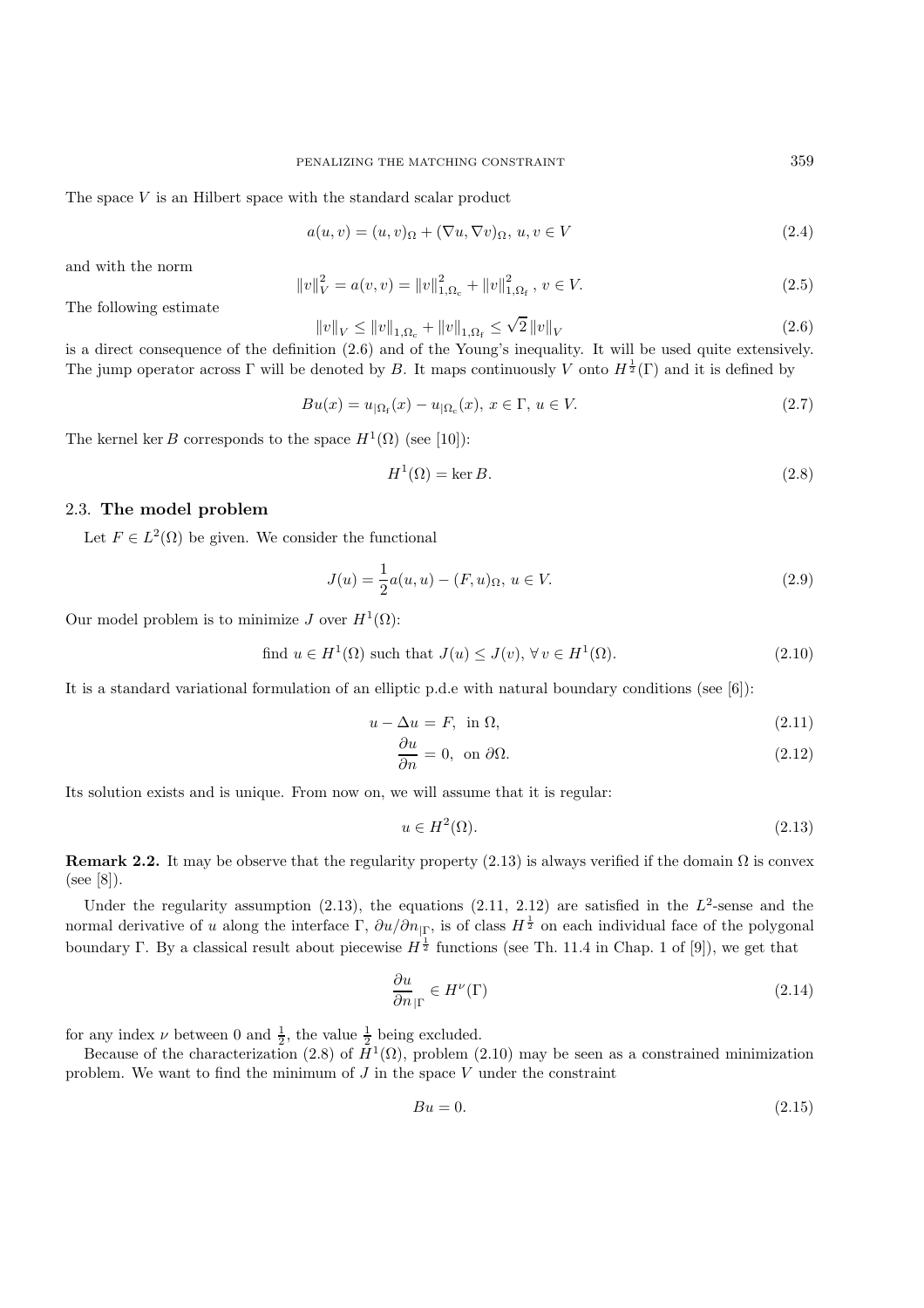The space $V$ is an Hilbert space with the standard scalar product

$$a(u, v) = (u, v)_\Omega + (\nabla u, \nabla v)_\Omega,\ u, v \in V \tag{2.4}$$

and with the norm

$$\|v\|_V^2 = a(v, v) = \|v\|_{1,\Omega_c}^2 + \|v\|_{1,\Omega_f}^2,\ v \in V. \tag{2.5}$$

The following estimate

$$\|v\|_V \le \|v\|_{1,\Omega_c} + \|v\|_{1,\Omega_f} \le \sqrt{2}\,\|v\|_V \tag{2.6}$$

is a direct consequence of the definition (2.6) and of the Young's inequality. It will be used quite extensively. The jump operator across $\Gamma$ will be denoted by $B$. It maps continuously $V$ onto $H^{\frac{1}{2}}(\Gamma)$ and it is defined by

$$Bu(x) = u_{|\Omega_f}(x) - u_{|\Omega_c}(x),\ x \in \Gamma,\ u \in V. \tag{2.7}$$

The kernel $\ker B$ corresponds to the space $H^1(\Omega)$ (see [10]):

$$H^1(\Omega) = \ker B. \tag{2.8}$$

### 2.3. **The model problem**

Let $F \in L^2(\Omega)$ be given. We consider the functional

$$J(u) = \frac{1}{2}a(u, u) - (F, u)_\Omega,\ u \in V. \tag{2.9}$$

Our model problem is to minimize $J$ over $H^1(\Omega)$:

$$\text{find } u \in H^1(\Omega) \text{ such that } J(u) \le J(v),\ \forall\, v \in H^1(\Omega). \tag{2.10}$$

It is a standard variational formulation of an elliptic p.d.e with natural boundary conditions (see [6]):

$$u - \Delta u = F,\ \text{ in } \Omega, \tag{2.11}$$

$$\frac{\partial u}{\partial n} = 0,\ \text{ on } \partial\Omega. \tag{2.12}$$

Its solution exists and is unique. From now on, we will assume that it is regular:

$$u \in H^2(\Omega). \tag{2.13}$$

**Remark 2.2.** It may be observe that the regularity property (2.13) is always verified if the domain $\Omega$ is convex (see [8]).

Under the regularity assumption (2.13), the equations (2.11, 2.12) are satisfied in the $L^2$-sense and the normal derivative of $u$ along the interface $\Gamma$, $\partial u/\partial n_{|\Gamma}$, is of class $H^{\frac{1}{2}}$ on each individual face of the polygonal boundary $\Gamma$. By a classical result about piecewise $H^{\frac{1}{2}}$ functions (see Th. 11.4 in Chap. 1 of [9]), we get that

$$\frac{\partial u}{\partial n}_{|\Gamma} \in H^\nu(\Gamma) \tag{2.14}$$

for any index $\nu$ between 0 and $\frac{1}{2}$, the value $\frac{1}{2}$ being excluded.

Because of the characterization (2.8) of $H^1(\Omega)$, problem (2.10) may be seen as a constrained minimization problem. We want to find the minimum of $J$ in the space $V$ under the constraint

$$Bu = 0. \tag{2.15}$$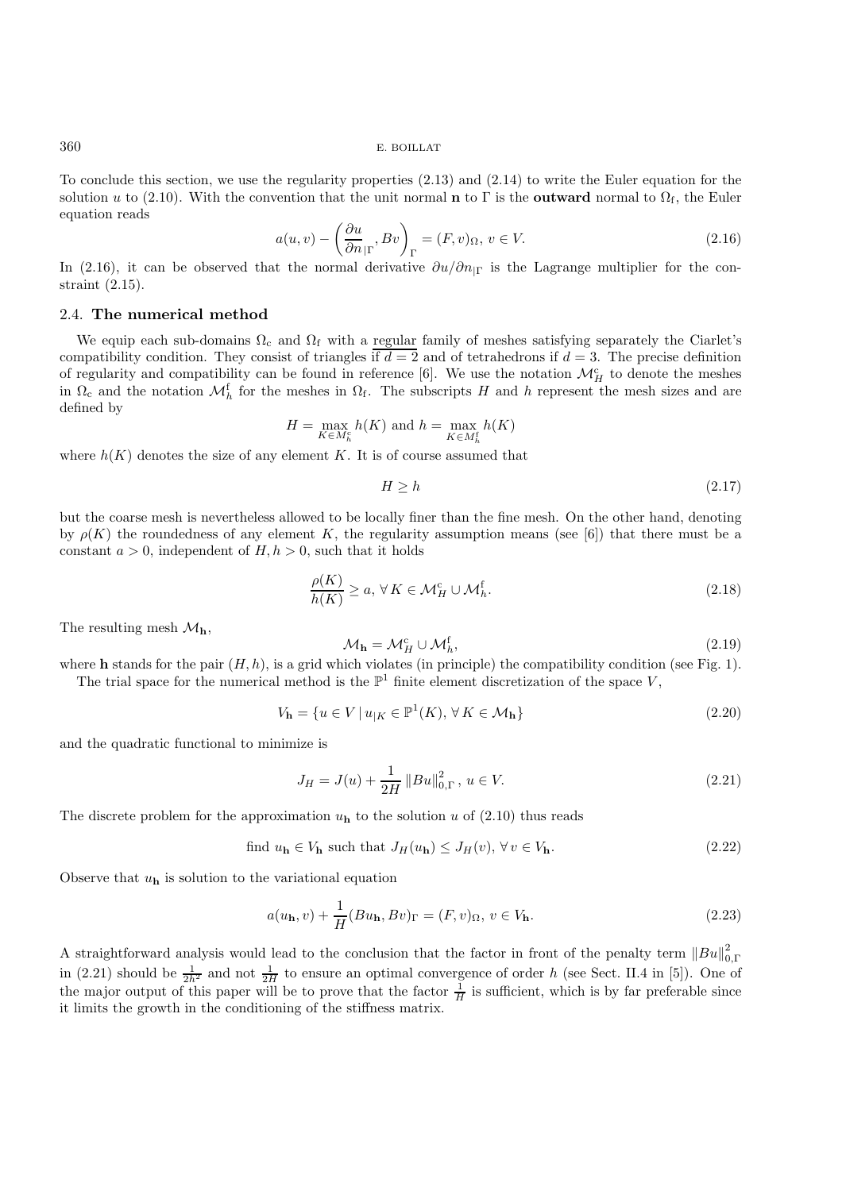To conclude this section, we use the regularity properties (2.13) and (2.14) to write the Euler equation for the solution $u$ to (2.10). With the convention that the unit normal $\mathbf{n}$ to $\Gamma$ is the **outward** normal to $\Omega_\mathrm{f}$, the Euler equation reads

$$a(u, v) - \left( \frac{\partial u}{\partial n}_{|\Gamma}, Bv \right)_\Gamma = (F, v)_\Omega, \; v \in V. \tag{2.16}$$

In (2.16), it can be observed that the normal derivative $\partial u / \partial n_{|\Gamma}$ is the Lagrange multiplier for the constraint (2.15).

### 2.4. **The numerical method**

We equip each sub-domains $\Omega_\mathrm{c}$ and $\Omega_\mathrm{f}$ with a regular family of meshes satisfying separately the Ciarlet's compatibility condition. They consist of triangles if $d = 2$ and of tetrahedrons if $d = 3$. The precise definition of regularity and compatibility can be found in reference [6]. We use the notation $\mathcal{M}_H^\mathrm{c}$ to denote the meshes in $\Omega_\mathrm{c}$ and the notation $\mathcal{M}_h^\mathrm{f}$ for the meshes in $\Omega_\mathrm{f}$. The subscripts $H$ and $h$ represent the mesh sizes and are defined by

$$H = \max_{K \in M_h^\mathrm{c}} h(K) \text{ and } h = \max_{K \in M_h^\mathrm{f}} h(K)$$

where $h(K)$ denotes the size of any element $K$. It is of course assumed that

$$H \geq h \tag{2.17}$$

but the coarse mesh is nevertheless allowed to be locally finer than the fine mesh. On the other hand, denoting by $\rho(K)$ the roundedness of any element $K$, the regularity assumption means (see [6]) that there must be a constant $a > 0$, independent of $H, h > 0$, such that it holds

$$\frac{\rho(K)}{h(K)} \geq a, \; \forall\, K \in \mathcal{M}_H^\mathrm{c} \cup \mathcal{M}_h^\mathrm{f}. \tag{2.18}$$

The resulting mesh $\mathcal{M}_\mathbf{h}$,

$$\mathcal{M}_\mathbf{h} = \mathcal{M}_H^\mathrm{c} \cup \mathcal{M}_h^\mathrm{f}, \tag{2.19}$$

where $\mathbf{h}$ stands for the pair $(H, h)$, is a grid which violates (in principle) the compatibility condition (see Fig. 1).

The trial space for the numerical method is the $\mathbb{P}^1$ finite element discretization of the space $V$,

$$V_\mathbf{h} = \{ u \in V \mid u_{|K} \in \mathbb{P}^1(K), \; \forall\, K \in \mathcal{M}_\mathbf{h} \} \tag{2.20}$$

and the quadratic functional to minimize is

$$J_H = J(u) + \frac{1}{2H} \left\| Bu \right\|_{0,\Gamma}^2, \; u \in V. \tag{2.21}$$

The discrete problem for the approximation $u_\mathbf{h}$ to the solution $u$ of (2.10) thus reads

$$\text{find } u_\mathbf{h} \in V_\mathbf{h} \text{ such that } J_H(u_\mathbf{h}) \leq J_H(v), \; \forall\, v \in V_\mathbf{h}. \tag{2.22}$$

Observe that $u_\mathbf{h}$ is solution to the variational equation

$$a(u_\mathbf{h}, v) + \frac{1}{H}(Bu_\mathbf{h}, Bv)_\Gamma = (F, v)_\Omega, \; v \in V_\mathbf{h}. \tag{2.23}$$

A straightforward analysis would lead to the conclusion that the factor in front of the penalty term $\|Bu\|_{0,\Gamma}^2$ in (2.21) should be $\frac{1}{2h^2}$ and not $\frac{1}{2H}$ to ensure an optimal convergence of order $h$ (see Sect. II.4 in [5]). One of the major output of this paper will be to prove that the factor $\frac{1}{H}$ is sufficient, which is by far preferable since it limits the growth in the conditioning of the stiffness matrix.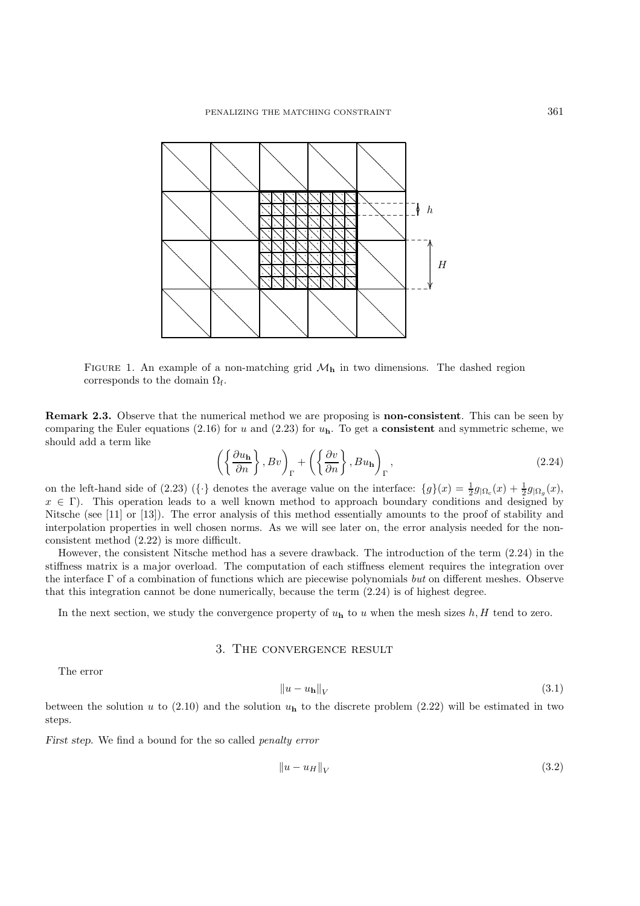Figure 1. An example of a non-matching grid $\mathcal{M}_{\mathbf{h}}$ in two dimensions. The dashed region corresponds to the domain $\Omega_{\mathrm{f}}$.

**Remark 2.3.** Observe that the numerical method we are proposing is **non-consistent**. This can be seen by comparing the Euler equations (2.16) for $u$ and (2.23) for $u_{\mathbf{h}}$. To get a **consistent** and symmetric scheme, we should add a term like

$$\left(\left\{\frac{\partial u_{\mathbf{h}}}{\partial n}\right\}, Bv\right)_{\Gamma} + \left(\left\{\frac{\partial v}{\partial n}\right\}, Bu_{\mathbf{h}}\right)_{\Gamma}, \tag{2.24}$$

on the left-hand side of (2.23) ($\{\cdot\}$ denotes the average value on the interface: $\{g\}(x) = \frac{1}{2}g_{|\Omega_{\mathrm{c}}}(x) + \frac{1}{2}g_{|\Omega_{g}}(x)$, $x \in \Gamma$). This operation leads to a well known method to approach boundary conditions and designed by Nitsche (see [11] or [13]). The error analysis of this method essentially amounts to the proof of stability and interpolation properties in well chosen norms. As we will see later on, the error analysis needed for the non-consistent method (2.22) is more difficult.

However, the consistent Nitsche method has a severe drawback. The introduction of the term (2.24) in the stiffness matrix is a major overload. The computation of each stiffness element requires the integration over the interface $\Gamma$ of a combination of functions which are piecewise polynomials *but* on different meshes. Observe that this integration cannot be done numerically, because the term (2.24) is of highest degree.

In the next section, we study the convergence property of $u_{\mathbf{h}}$ to $u$ when the mesh sizes $h, H$ tend to zero.

## 3. The convergence result

The error

$$\|u - u_{\mathbf{h}}\|_{V} \tag{3.1}$$

between the solution $u$ to (2.10) and the solution $u_{\mathbf{h}}$ to the discrete problem (2.22) will be estimated in two steps.

*First step.* We find a bound for the so called *penalty error*

$$\|u - u_{H}\|_{V} \tag{3.2}$$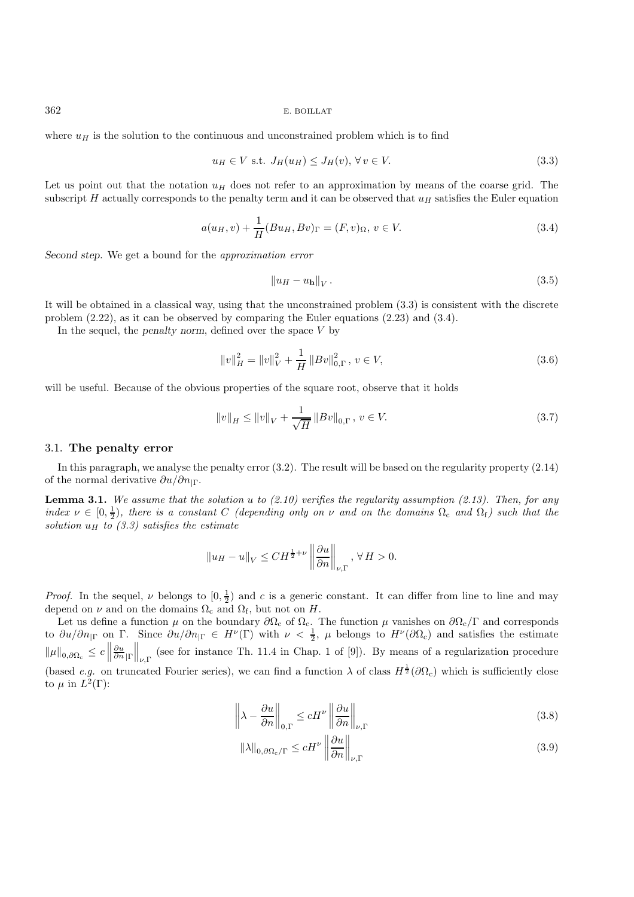where $u_H$ is the solution to the continuous and unconstrained problem which is to find

$$u_H \in V \text{ s.t. } J_H(u_H) \leq J_H(v), \forall v \in V. \tag{3.3}$$

Let us point out that the notation $u_H$ does not refer to an approximation by means of the coarse grid. The subscript $H$ actually corresponds to the penalty term and it can be observed that $u_H$ satisfies the Euler equation

$$a(u_H, v) + \frac{1}{H}(Bu_H, Bv)_\Gamma = (F, v)_\Omega,\ v \in V. \tag{3.4}$$

*Second step.* We get a bound for the *approximation error*

$$\|u_H - u_{\mathbf{h}}\|_V\,. \tag{3.5}$$

It will be obtained in a classical way, using that the unconstrained problem (3.3) is consistent with the discrete problem (2.22), as it can be observed by comparing the Euler equations (2.23) and (3.4).

In the sequel, the *penalty norm*, defined over the space $V$ by

$$\|v\|_H^2 = \|v\|_V^2 + \frac{1}{H}\|Bv\|_{0,\Gamma}^2\,,\ v \in V, \tag{3.6}$$

will be useful. Because of the obvious properties of the square root, observe that it holds

$$\|v\|_H \leq \|v\|_V + \frac{1}{\sqrt{H}}\|Bv\|_{0,\Gamma}\,,\ v \in V. \tag{3.7}$$

### 3.1. **The penalty error**

In this paragraph, we analyse the penalty error (3.2). The result will be based on the regularity property (2.14) of the normal derivative $\partial u/\partial n_{|\Gamma}$.

**Lemma 3.1.** *We assume that the solution $u$ to (2.10) verifies the regularity assumption (2.13). Then, for any index $\nu \in [0, \frac{1}{2})$, there is a constant $C$ (depending only on $\nu$ and on the domains $\Omega_c$ and $\Omega_f$) such that the solution $u_H$ to (3.3) satisfies the estimate*

$$\|u_H - u\|_V \leq CH^{\frac{1}{2}+\nu}\left\|\frac{\partial u}{\partial n}\right\|_{\nu,\Gamma},\ \forall\, H > 0.$$

*Proof.* In the sequel, $\nu$ belongs to $[0, \frac{1}{2})$ and $c$ is a generic constant. It can differ from line to line and may depend on $\nu$ and on the domains $\Omega_c$ and $\Omega_f$, but not on $H$.

Let us define a function $\mu$ on the boundary $\partial\Omega_c$ of $\Omega_c$. The function $\mu$ vanishes on $\partial\Omega_c/\Gamma$ and corresponds to $\partial u/\partial n_{|\Gamma}$ on $\Gamma$. Since $\partial u/\partial n_{|\Gamma} \in H^\nu(\Gamma)$ with $\nu < \frac{1}{2}$, $\mu$ belongs to $H^\nu(\partial\Omega_c)$ and satisfies the estimate $\|\mu\|_{0,\partial\Omega_c} \leq c\left\|\frac{\partial u}{\partial n}_{|\Gamma}\right\|_{\nu,\Gamma}$ (see for instance Th. 11.4 in Chap. 1 of [9]). By means of a regularization procedure (based *e.g.* on truncated Fourier series), we can find a function $\lambda$ of class $H^{\frac{1}{2}}(\partial\Omega_c)$ which is sufficiently close to $\mu$ in $L^2(\Gamma)$:

$$\left\|\lambda - \frac{\partial u}{\partial n}\right\|_{0,\Gamma} \leq cH^\nu\left\|\frac{\partial u}{\partial n}\right\|_{\nu,\Gamma} \tag{3.8}$$

$$\|\lambda\|_{0,\partial\Omega_c/\Gamma} \leq cH^\nu\left\|\frac{\partial u}{\partial n}\right\|_{\nu,\Gamma} \tag{3.9}$$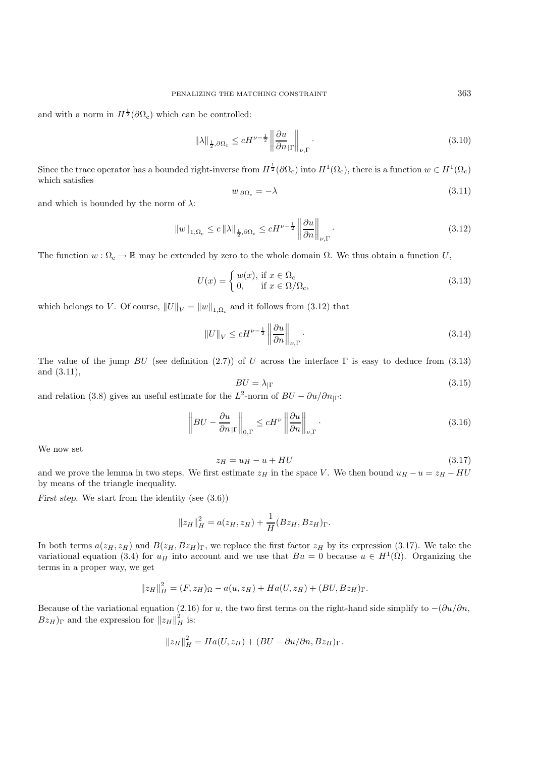and with a norm in $H^{\frac{1}{2}}(\partial\Omega_c)$ which can be controlled:

$$\|\lambda\|_{\frac{1}{2},\partial\Omega_c} \leq cH^{\nu-\frac{1}{2}} \left\| \frac{\partial u}{\partial n}_{|\Gamma} \right\|_{\nu,\Gamma}. \tag{3.10}$$

Since the trace operator has a bounded right-inverse from $H^{\frac{1}{2}}(\partial\Omega_c)$ into $H^1(\Omega_c)$, there is a function $w \in H^1(\Omega_c)$ which satisfies

$$w_{|\partial\Omega_c} = -\lambda \tag{3.11}$$

and which is bounded by the norm of $\lambda$:

$$\|w\|_{1,\Omega_c} \leq c\,\|\lambda\|_{\frac{1}{2},\partial\Omega_c} \leq cH^{\nu-\frac{1}{2}} \left\| \frac{\partial u}{\partial n} \right\|_{\nu,\Gamma}. \tag{3.12}$$

The function $w : \Omega_c \to \mathbb{R}$ may be extended by zero to the whole domain $\Omega$. We thus obtain a function $U$,

$$U(x) = \begin{cases} w(x), & \text{if } x \in \Omega_c \\ 0, & \text{if } x \in \Omega/\Omega_c, \end{cases} \tag{3.13}$$

which belongs to $V$. Of course, $\|U\|_V = \|w\|_{1,\Omega_c}$ and it follows from (3.12) that

$$\|U\|_V \leq cH^{\nu-\frac{1}{2}} \left\| \frac{\partial u}{\partial n} \right\|_{\nu,\Gamma}. \tag{3.14}$$

The value of the jump $BU$ (see definition (2.7)) of $U$ across the interface $\Gamma$ is easy to deduce from (3.13) and (3.11),

$$BU = \lambda_{|\Gamma} \tag{3.15}$$

and relation (3.8) gives an useful estimate for the $L^2$-norm of $BU - \partial u/\partial n_{|\Gamma}$:

$$\left\| BU - \frac{\partial u}{\partial n}_{|\Gamma} \right\|_{0,\Gamma} \leq cH^{\nu} \left\| \frac{\partial u}{\partial n} \right\|_{\nu,\Gamma}. \tag{3.16}$$

We now set

$$z_H = u_H - u + HU \tag{3.17}$$

and we prove the lemma in two steps. We first estimate $z_H$ in the space $V$. We then bound $u_H - u = z_H - HU$ by means of the triangle inequality.

*First step.* We start from the identity (see (3.6))

$$\|z_H\|_H^2 = a(z_H, z_H) + \frac{1}{H}(Bz_H, Bz_H)_\Gamma.$$

In both terms $a(z_H, z_H)$ and $B(z_H, Bz_H)_\Gamma$, we replace the first factor $z_H$ by its expression (3.17). We take the variational equation (3.4) for $u_H$ into account and we use that $Bu = 0$ because $u \in H^1(\Omega)$. Organizing the terms in a proper way, we get

$$\|z_H\|_H^2 = (F, z_H)_\Omega - a(u, z_H) + Ha(U, z_H) + (BU, Bz_H)_\Gamma.$$

Because of the variational equation (2.16) for $u$, the two first terms on the right-hand side simplify to $-(\partial u/\partial n, Bz_H)_\Gamma$ and the expression for $\|z_H\|_H^2$ is:

$$\|z_H\|_H^2 = Ha(U, z_H) + (BU - \partial u/\partial n, Bz_H)_\Gamma.$$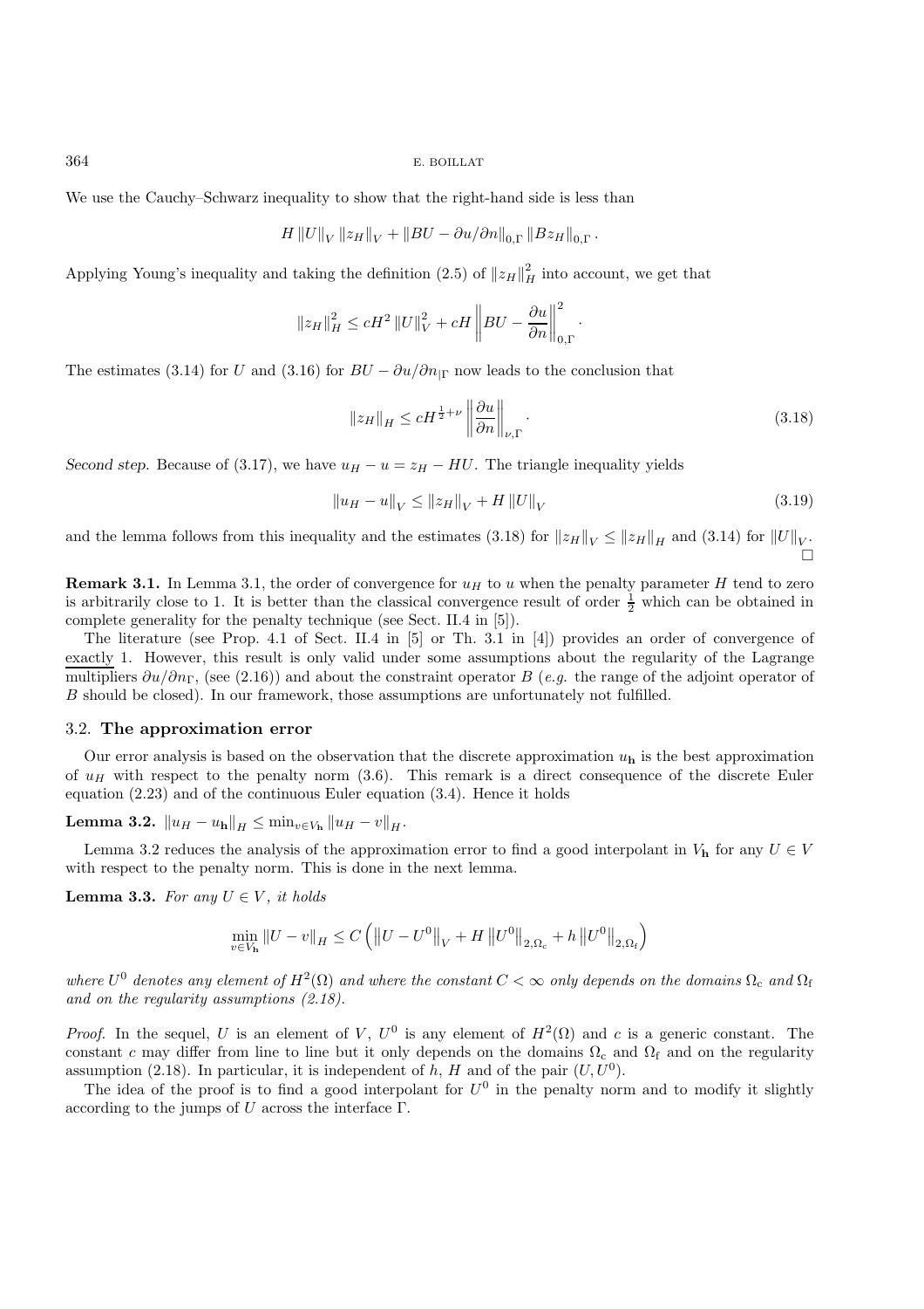We use the Cauchy–Schwarz inequality to show that the right-hand side is less than

$$H \|U\|_V \|z_H\|_V + \|BU - \partial u/\partial n\|_{0,\Gamma} \|Bz_H\|_{0,\Gamma}.$$

Applying Young's inequality and taking the definition (2.5) of $\|z_H\|_H^2$ into account, we get that

$$\|z_H\|_H^2 \leq cH^2 \|U\|_V^2 + cH \left\| BU - \frac{\partial u}{\partial n} \right\|_{0,\Gamma}^2.$$

The estimates (3.14) for $U$ and (3.16) for $BU - \partial u/\partial n_{|\Gamma}$ now leads to the conclusion that

$$\|z_H\|_H \leq cH^{\frac{1}{2}+\nu} \left\| \frac{\partial u}{\partial n} \right\|_{\nu,\Gamma}. \tag{3.18}$$

*Second step.* Because of (3.17), we have $u_H - u = z_H - HU$. The triangle inequality yields

$$\|u_H - u\|_V \leq \|z_H\|_V + H \|U\|_V \tag{3.19}$$

and the lemma follows from this inequality and the estimates (3.18) for $\|z_H\|_V \leq \|z_H\|_H$ and (3.14) for $\|U\|_V$. □

**Remark 3.1.** In Lemma 3.1, the order of convergence for $u_H$ to $u$ when the penalty parameter $H$ tend to zero is arbitrarily close to 1. It is better than the classical convergence result of order $\frac{1}{2}$ which can be obtained in complete generality for the penalty technique (see Sect. II.4 in [5]).

The literature (see Prop. 4.1 of Sect. II.4 in [5] or Th. 3.1 in [4]) provides an order of convergence of exactly 1. However, this result is only valid under some assumptions about the regularity of the Lagrange multipliers $\partial u/\partial n_\Gamma$, (see (2.16)) and about the constraint operator $B$ (*e.g.* the range of the adjoint operator of $B$ should be closed). In our framework, those assumptions are unfortunately not fulfilled.

## 3.2. The approximation error

Our error analysis is based on the observation that the discrete approximation $u_{\mathbf{h}}$ is the best approximation of $u_H$ with respect to the penalty norm (3.6). This remark is a direct consequence of the discrete Euler equation (2.23) and of the continuous Euler equation (3.4). Hence it holds

**Lemma 3.2.** $\|u_H - u_{\mathbf{h}}\|_H \leq \min_{v \in V_{\mathbf{h}}} \|u_H - v\|_H$.

Lemma 3.2 reduces the analysis of the approximation error to find a good interpolant in $V_{\mathbf{h}}$ for any $U \in V$ with respect to the penalty norm. This is done in the next lemma.

**Lemma 3.3.** *For any $U \in V$, it holds*

$$\min_{v \in V_{\mathbf{h}}} \|U - v\|_H \leq C \left( \|U - U^0\|_V + H \|U^0\|_{2,\Omega_{\rm c}} + h \|U^0\|_{2,\Omega_{\rm f}} \right)$$

*where $U^0$ denotes any element of $H^2(\Omega)$ and where the constant $C < \infty$ only depends on the domains $\Omega_{\rm c}$ and $\Omega_{\rm f}$ and on the regularity assumptions (2.18).*

*Proof.* In the sequel, $U$ is an element of $V$, $U^0$ is any element of $H^2(\Omega)$ and $c$ is a generic constant. The constant $c$ may differ from line to line but it only depends on the domains $\Omega_{\rm c}$ and $\Omega_{\rm f}$ and on the regularity assumption (2.18). In particular, it is independent of $h$, $H$ and of the pair $(U, U^0)$.

The idea of the proof is to find a good interpolant for $U^0$ in the penalty norm and to modify it slightly according to the jumps of $U$ across the interface $\Gamma$.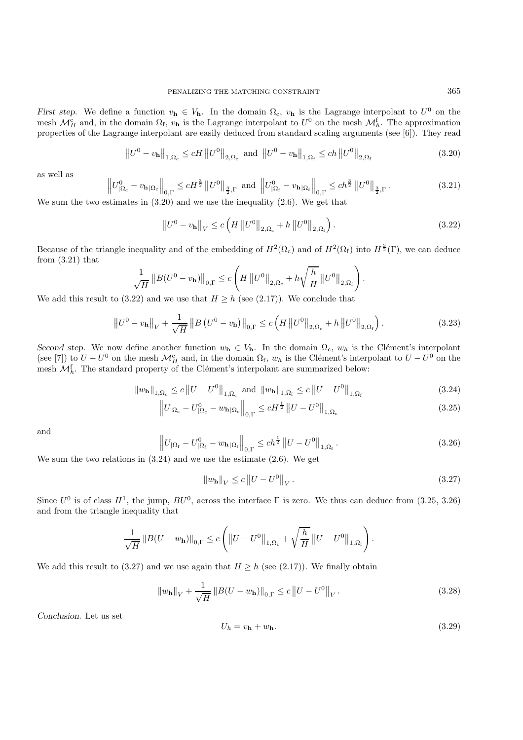*First step.* We define a function $v_{\mathbf{h}} \in V_{\mathbf{h}}$. In the domain $\Omega_{\mathrm{c}}$, $v_{\mathbf{h}}$ is the Lagrange interpolant to $U^0$ on the mesh $\mathcal{M}_H^{\mathrm{c}}$ and, in the domain $\Omega_{\mathrm{f}}$, $v_{\mathbf{h}}$ is the Lagrange interpolant to $U^0$ on the mesh $\mathcal{M}_h^{\mathrm{f}}$. The approximation properties of the Lagrange interpolant are easily deduced from standard scaling arguments (see [6]). They read

$$\left\|U^0 - v_{\mathbf{h}}\right\|_{1,\Omega_{\mathrm{c}}} \leq cH \left\|U^0\right\|_{2,\Omega_{\mathrm{c}}} \text{ and } \left\|U^0 - v_{\mathbf{h}}\right\|_{1,\Omega_{\mathrm{f}}} \leq ch \left\|U^0\right\|_{2,\Omega_{\mathrm{f}}} \tag{3.20}$$

as well as

$$\left\|U^0_{|\Omega_{\mathrm{c}}} - v_{\mathbf{h}|\Omega_{\mathrm{c}}}\right\|_{0,\Gamma} \leq cH^{\frac{3}{2}} \left\|U^0\right\|_{\frac{3}{2},\Gamma} \text{ and } \left\|U^0_{|\Omega_{\mathrm{f}}} - v_{\mathbf{h}|\Omega_{\mathrm{f}}}\right\|_{0,\Gamma} \leq ch^{\frac{3}{2}} \left\|U^0\right\|_{\frac{3}{2},\Gamma}. \tag{3.21}$$

We sum the two estimates in (3.20) and we use the inequality (2.6). We get that

$$\left\|U^0 - v_{\mathbf{h}}\right\|_V \leq c\left(H\left\|U^0\right\|_{2,\Omega_{\mathrm{c}}} + h\left\|U^0\right\|_{2,\Omega_{\mathrm{f}}}\right). \tag{3.22}$$

Because of the triangle inequality and of the embedding of $H^2(\Omega_{\mathrm{c}})$ and of $H^2(\Omega_{\mathrm{f}})$ into $H^{\frac{3}{2}}(\Gamma)$, we can deduce from (3.21) that

$$\frac{1}{\sqrt{H}}\left\|B(U^0 - v_{\mathbf{h}})\right\|_{0,\Gamma} \leq c\left(H\left\|U^0\right\|_{2,\Omega_{\mathrm{c}}} + h\sqrt{\frac{h}{H}}\left\|U^0\right\|_{2,\Omega_{\mathrm{f}}}\right).$$

We add this result to (3.22) and we use that $H \geq h$ (see (2.17)). We conclude that

$$\left\|U^0 - v_{\mathbf{h}}\right\|_V + \frac{1}{\sqrt{H}}\left\|B\left(U^0 - v_{\mathbf{h}}\right)\right\|_{0,\Gamma} \leq c\left(H\left\|U^0\right\|_{2,\Omega_{\mathrm{c}}} + h\left\|U^0\right\|_{2,\Omega_{\mathrm{f}}}\right). \tag{3.23}$$

*Second step.* We now define another function $w_h \in V_{\mathbf{h}}$. In the domain $\Omega_{\mathrm{c}}$, $w_h$ is the Clément's interpolant (see [7]) to $U - U^0$ on the mesh $\mathcal{M}_H^{\mathrm{c}}$ and, in the domain $\Omega_{\mathrm{f}}$, $w_h$ is the Clément's interpolant to $U - U^0$ on the mesh $\mathcal{M}_h^{\mathrm{f}}$. The standard property of the Clément's interpolant are summarized below:

$$\left\|w_{\mathbf{h}}\right\|_{1,\Omega_{\mathrm{c}}} \leq c\left\|U - U^0\right\|_{1,\Omega_{\mathrm{c}}} \text{ and } \left\|w_{\mathbf{h}}\right\|_{1,\Omega_{\mathrm{f}}} \leq c\left\|U - U^0\right\|_{1,\Omega_{\mathrm{f}}} \tag{3.24}$$

$$\left\|U_{|\Omega_{\mathrm{c}}} - U^0_{|\Omega_{\mathrm{c}}} - w_{\mathbf{h}|\Omega_{\mathrm{c}}}\right\|_{0,\Gamma} \leq cH^{\frac{1}{2}}\left\|U - U^0\right\|_{1,\Omega_{\mathrm{c}}} \tag{3.25}$$

and

$$\left\|U_{|\Omega_{\mathrm{f}}} - U^0_{|\Omega_{\mathrm{f}}} - w_{\mathbf{h}|\Omega_{\mathrm{f}}}\right\|_{0,\Gamma} \leq ch^{\frac{1}{2}}\left\|U - U^0\right\|_{1,\Omega_{\mathrm{f}}}. \tag{3.26}$$

We sum the two relations in (3.24) and we use the estimate (2.6). We get

$$\left\|w_{\mathbf{h}}\right\|_V \leq c\left\|U - U^0\right\|_V. \tag{3.27}$$

Since $U^0$ is of class $H^1$, the jump, $BU^0$, across the interface $\Gamma$ is zero. We thus can deduce from (3.25, 3.26) and from the triangle inequality that

$$\frac{1}{\sqrt{H}}\left\|B(U - w_{\mathbf{h}})\right\|_{0,\Gamma} \leq c\left(\left\|U - U^0\right\|_{1,\Omega_{\mathrm{c}}} + \sqrt{\frac{h}{H}}\left\|U - U^0\right\|_{1,\Omega_{\mathrm{f}}}\right).$$

We add this result to (3.27) and we use again that $H \geq h$ (see (2.17)). We finally obtain

$$\left\|w_{\mathbf{h}}\right\|_V + \frac{1}{\sqrt{H}}\left\|B(U - w_{\mathbf{h}})\right\|_{0,\Gamma} \leq c\left\|U - U^0\right\|_V. \tag{3.28}$$

*Conclusion.* Let us set

$$U_h = v_{\mathbf{h}} + w_{\mathbf{h}}. \tag{3.29}$$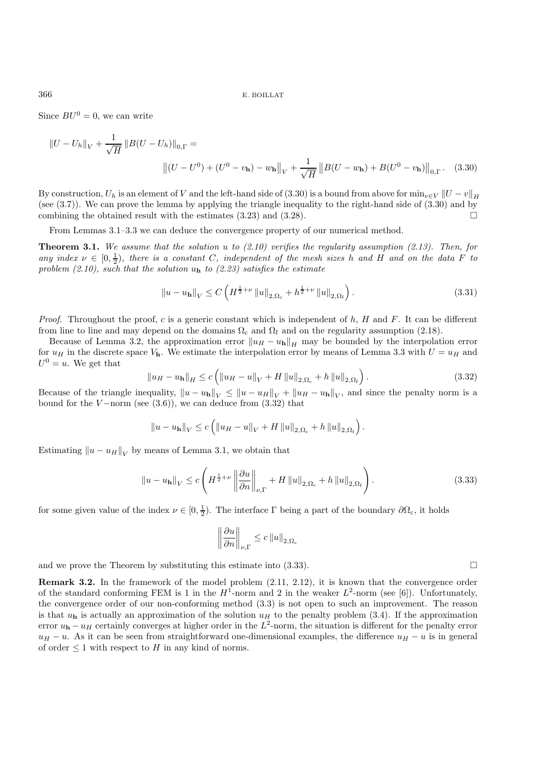Since $BU^0 = 0$, we can write

$$\|U - U_h\|_V + \frac{1}{\sqrt{H}} \|B(U - U_h)\|_{0,\Gamma} = \left\|(U - U^0) + (U^0 - v_{\mathbf{h}}) - w_{\mathbf{h}}\right\|_V + \frac{1}{\sqrt{H}} \left\|B(U - w_{\mathbf{h}}) + B(U^0 - v_{\mathbf{h}})\right\|_{0,\Gamma}. \quad (3.30)$$

By construction, $U_h$ is an element of $V$ and the left-hand side of (3.30) is a bound from above for $\min_{v \in V} \|U - v\|_H$ (see (3.7)). We can prove the lemma by applying the triangle inequality to the right-hand side of (3.30) and by combining the obtained result with the estimates (3.23) and (3.28). □

From Lemmas 3.1–3.3 we can deduce the convergence property of our numerical method.

**Theorem 3.1.** *We assume that the solution $u$ to (2.10) verifies the regularity assumption (2.13). Then, for any index $\nu \in [0, \frac{1}{2})$, there is a constant $C$, independent of the mesh sizes $h$ and $H$ and on the data $F$ to problem (2.10), such that the solution $u_{\mathbf{h}}$ to (2.23) satisfies the estimate*

$$\|u - u_{\mathbf{h}}\|_V \leq C \left( H^{\frac{1}{2}+\nu} \|u\|_{2,\Omega_c} + h^{\frac{1}{2}+\nu} \|u\|_{2,\Omega_f} \right). \quad (3.31)$$

*Proof.* Throughout the proof, $c$ is a generic constant which is independent of $h$, $H$ and $F$. It can be different from line to line and may depend on the domains $\Omega_c$ and $\Omega_f$ and on the regularity assumption (2.18).

Because of Lemma 3.2, the approximation error $\|u_H - u_{\mathbf{h}}\|_H$ may be bounded by the interpolation error for $u_H$ in the discrete space $V_{\mathbf{h}}$. We estimate the interpolation error by means of Lemma 3.3 with $U = u_H$ and $U^0 = u$. We get that

$$\|u_H - u_{\mathbf{h}}\|_H \leq c \left( \|u_H - u\|_V + H \|u\|_{2,\Omega_c} + h \|u\|_{2,\Omega_f} \right). \quad (3.32)$$

Because of the triangle inequality, $\|u - u_{\mathbf{h}}\|_V \leq \|u - u_H\|_V + \|u_H - u_{\mathbf{h}}\|_V$, and since the penalty norm is a bound for the $V-$norm (see (3.6)), we can deduce from (3.32) that

$$\|u - u_{\mathbf{h}}\|_V \leq c \left( \|u_H - u\|_V + H \|u\|_{2,\Omega_c} + h \|u\|_{2,\Omega_f} \right).$$

Estimating $\|u - u_H\|_V$ by means of Lemma 3.1, we obtain that

$$\|u - u_{\mathbf{h}}\|_V \leq c \left( H^{\frac{1}{2}+\nu} \left\| \frac{\partial u}{\partial n} \right\|_{\nu,\Gamma} + H \|u\|_{2,\Omega_c} + h \|u\|_{2,\Omega_f} \right). \quad (3.33)$$

for some given value of the index $\nu \in [0, \frac{1}{2})$. The interface $\Gamma$ being a part of the boundary $\partial\Omega_c$, it holds

$$\left\| \frac{\partial u}{\partial n} \right\|_{\nu,\Gamma} \leq c \|u\|_{2,\Omega_c}$$

and we prove the Theorem by substituting this estimate into (3.33). □

**Remark 3.2.** In the framework of the model problem (2.11, 2.12), it is known that the convergence order of the standard conforming FEM is 1 in the $H^1$-norm and 2 in the weaker $L^2$-norm (see [6]). Unfortunately, the convergence order of our non-conforming method (3.3) is not open to such an improvement. The reason is that $u_{\mathbf{h}}$ is actually an approximation of the solution $u_H$ to the penalty problem (3.4). If the approximation error $u_{\mathbf{h}} - u_H$ certainly converges at higher order in the $L^2$-norm, the situation is different for the penalty error $u_H - u$. As it can be seen from straightforward one-dimensional examples, the difference $u_H - u$ is in general of order $\leq 1$ with respect to $H$ in any kind of norms.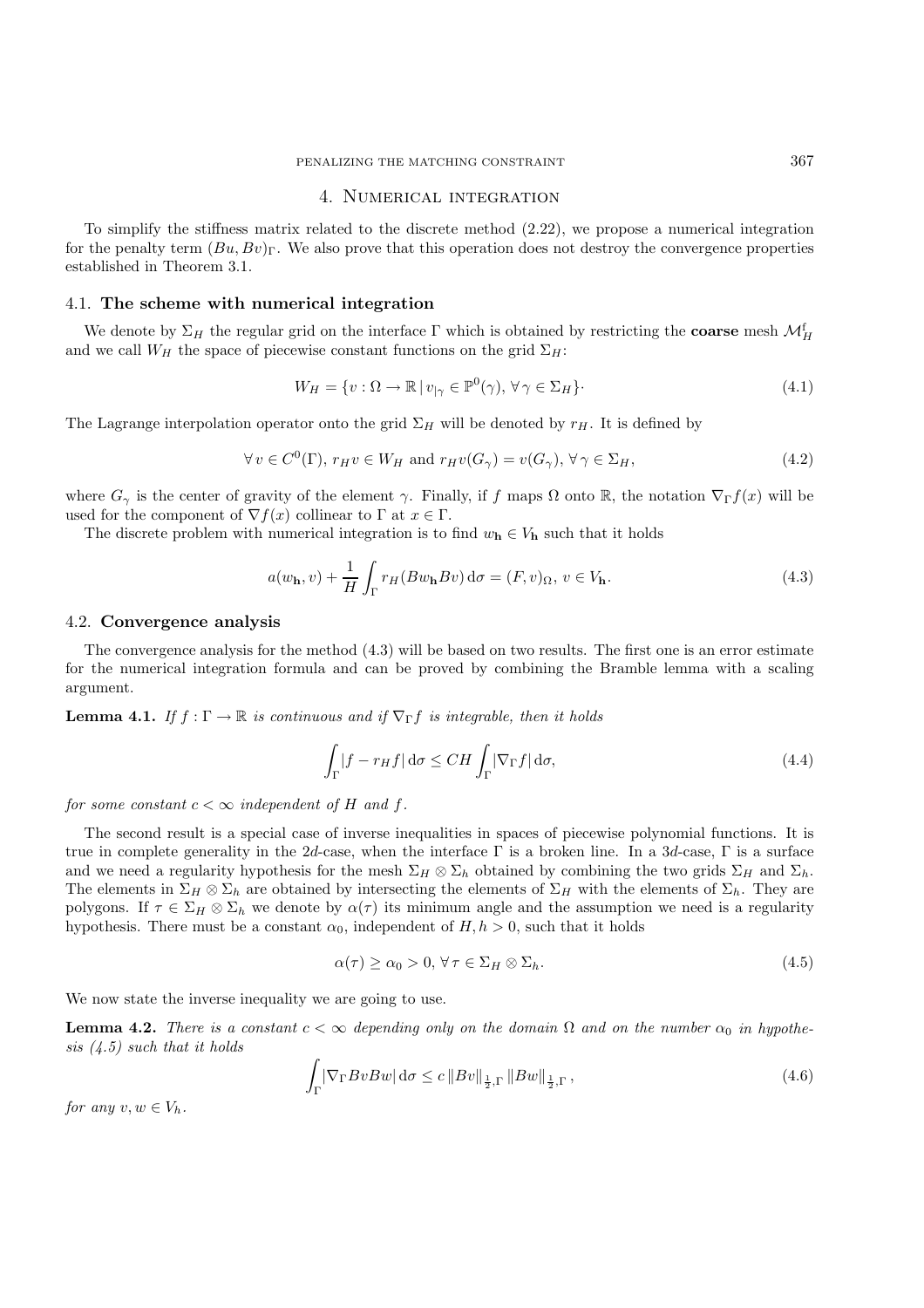## 4. Numerical integration

To simplify the stiffness matrix related to the discrete method (2.22), we propose a numerical integration for the penalty term $(Bu, Bv)_\Gamma$. We also prove that this operation does not destroy the convergence properties established in Theorem 3.1.

### 4.1. **The scheme with numerical integration**

We denote by $\Sigma_H$ the regular grid on the interface $\Gamma$ which is obtained by restricting the **coarse** mesh $\mathcal{M}_H^\mathfrak{f}$ and we call $W_H$ the space of piecewise constant functions on the grid $\Sigma_H$:

$$W_H = \{v : \Omega \to \mathbb{R} \,|\, v_{|\gamma} \in \mathbb{P}^0(\gamma),\, \forall\, \gamma \in \Sigma_H\}. \tag{4.1}$$

The Lagrange interpolation operator onto the grid $\Sigma_H$ will be denoted by $r_H$. It is defined by

$$\forall\, v \in C^0(\Gamma),\, r_H v \in W_H \text{ and } r_H v(G_\gamma) = v(G_\gamma),\, \forall\, \gamma \in \Sigma_H, \tag{4.2}$$

where $G_\gamma$ is the center of gravity of the element $\gamma$. Finally, if $f$ maps $\Omega$ onto $\mathbb{R}$, the notation $\nabla_\Gamma f(x)$ will be used for the component of $\nabla f(x)$ collinear to $\Gamma$ at $x \in \Gamma$.

The discrete problem with numerical integration is to find $w_\mathbf{h} \in V_\mathbf{h}$ such that it holds

$$a(w_\mathbf{h}, v) + \frac{1}{H}\int_\Gamma r_H(Bw_\mathbf{h} Bv)\,\mathrm{d}\sigma = (F, v)_\Omega,\; v \in V_\mathbf{h}. \tag{4.3}$$

### 4.2. **Convergence analysis**

The convergence analysis for the method (4.3) will be based on two results. The first one is an error estimate for the numerical integration formula and can be proved by combining the Bramble lemma with a scaling argument.

**Lemma 4.1.** *If $f : \Gamma \to \mathbb{R}$ is continuous and if $\nabla_\Gamma f$ is integrable, then it holds*

$$\int_\Gamma |f - r_H f|\,\mathrm{d}\sigma \le CH \int_\Gamma |\nabla_\Gamma f|\,\mathrm{d}\sigma, \tag{4.4}$$

*for some constant $c < \infty$ independent of $H$ and $f$.*

The second result is a special case of inverse inequalities in spaces of piecewise polynomial functions. It is true in complete generality in the 2$d$-case, when the interface $\Gamma$ is a broken line. In a 3$d$-case, $\Gamma$ is a surface and we need a regularity hypothesis for the mesh $\Sigma_H \otimes \Sigma_h$ obtained by combining the two grids $\Sigma_H$ and $\Sigma_h$. The elements in $\Sigma_H \otimes \Sigma_h$ are obtained by intersecting the elements of $\Sigma_H$ with the elements of $\Sigma_h$. They are polygons. If $\tau \in \Sigma_H \otimes \Sigma_h$ we denote by $\alpha(\tau)$ its minimum angle and the assumption we need is a regularity hypothesis. There must be a constant $\alpha_0$, independent of $H, h > 0$, such that it holds

$$\alpha(\tau) \ge \alpha_0 > 0,\, \forall\, \tau \in \Sigma_H \otimes \Sigma_h. \tag{4.5}$$

We now state the inverse inequality we are going to use.

**Lemma 4.2.** *There is a constant $c < \infty$ depending only on the domain $\Omega$ and on the number $\alpha_0$ in hypothesis (4.5) such that it holds*

$$\int_\Gamma |\nabla_\Gamma Bv Bw|\,\mathrm{d}\sigma \le c\,\|Bv\|_{\frac{1}{2},\Gamma}\,\|Bw\|_{\frac{1}{2},\Gamma}\,, \tag{4.6}$$

*for any $v, w \in V_h$.*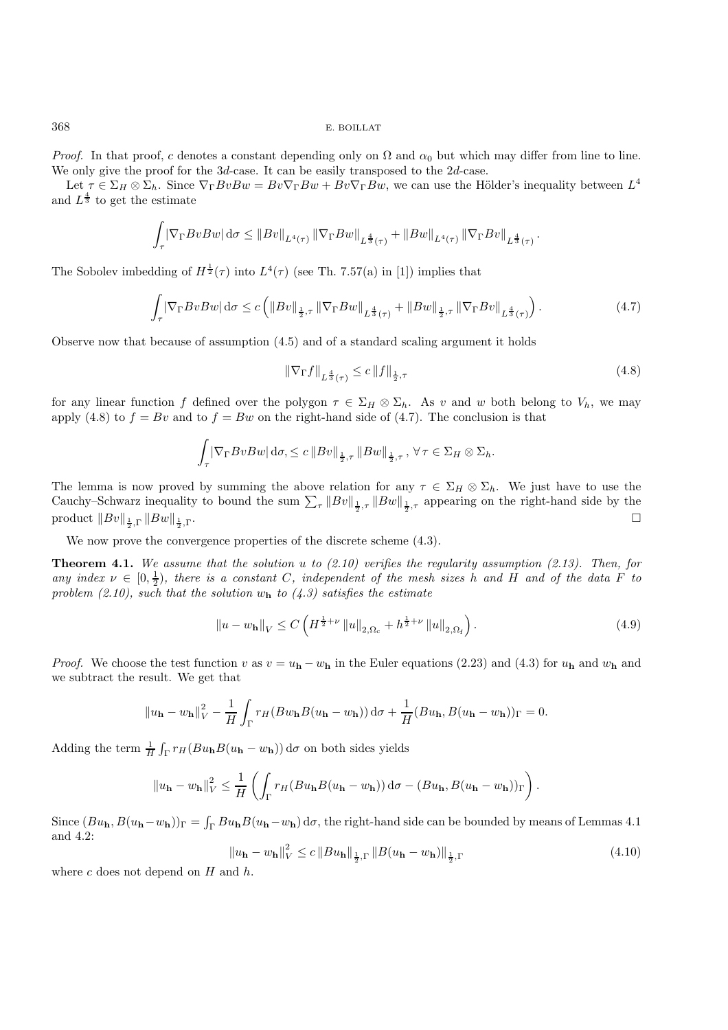*Proof.* In that proof, $c$ denotes a constant depending only on $\Omega$ and $\alpha_0$ but which may differ from line to line. We only give the proof for the 3$d$-case. It can be easily transposed to the 2$d$-case.

Let $\tau \in \Sigma_H \otimes \Sigma_h$. Since $\nabla_\Gamma BvBw = Bv\nabla_\Gamma Bw + Bv\nabla_\Gamma Bw$, we can use the Hölder's inequality between $L^4$ and $L^{\frac{4}{3}}$ to get the estimate

$$\int_\tau |\nabla_\Gamma BvBw| \, \mathrm{d}\sigma \leq \|Bv\|_{L^4(\tau)} \|\nabla_\Gamma Bw\|_{L^{\frac{4}{3}}(\tau)} + \|Bw\|_{L^4(\tau)} \|\nabla_\Gamma Bv\|_{L^{\frac{4}{3}}(\tau)}.$$

The Sobolev imbedding of $H^{\frac{1}{2}}(\tau)$ into $L^4(\tau)$ (see Th. 7.57(a) in [1]) implies that

$$\int_\tau |\nabla_\Gamma BvBw| \, \mathrm{d}\sigma \leq c\left( \|Bv\|_{\frac{1}{2},\tau} \|\nabla_\Gamma Bw\|_{L^{\frac{4}{3}}(\tau)} + \|Bw\|_{\frac{1}{2},\tau} \|\nabla_\Gamma Bv\|_{L^{\frac{4}{3}}(\tau)} \right). \tag{4.7}$$

Observe now that because of assumption (4.5) and of a standard scaling argument it holds

$$\|\nabla_\Gamma f\|_{L^{\frac{4}{3}}(\tau)} \leq c \|f\|_{\frac{1}{2},\tau} \tag{4.8}$$

for any linear function $f$ defined over the polygon $\tau \in \Sigma_H \otimes \Sigma_h$. As $v$ and $w$ both belong to $V_h$, we may apply (4.8) to $f = Bv$ and to $f = Bw$ on the right-hand side of (4.7). The conclusion is that

$$\int_\tau |\nabla_\Gamma BvBw| \, \mathrm{d}\sigma, \leq c \|Bv\|_{\frac{1}{2},\tau} \|Bw\|_{\frac{1}{2},\tau}, \; \forall \, \tau \in \Sigma_H \otimes \Sigma_h.$$

The lemma is now proved by summing the above relation for any $\tau \in \Sigma_H \otimes \Sigma_h$. We just have to use the Cauchy–Schwarz inequality to bound the sum $\sum_\tau \|Bv\|_{\frac{1}{2},\tau} \|Bw\|_{\frac{1}{2},\tau}$ appearing on the right-hand side by the product $\|Bv\|_{\frac{1}{2},\Gamma} \|Bw\|_{\frac{1}{2},\Gamma}$. □

We now prove the convergence properties of the discrete scheme (4.3).

**Theorem 4.1.** *We assume that the solution $u$ to (2.10) verifies the regularity assumption (2.13). Then, for any index $\nu \in [0, \frac{1}{2})$, there is a constant $C$, independent of the mesh sizes $h$ and $H$ and of the data $F$ to problem (2.10), such that the solution $w_\mathbf{h}$ to (4.3) satisfies the estimate*

$$\|u - w_\mathbf{h}\|_V \leq C\left( H^{\frac{1}{2}+\nu} \|u\|_{2,\Omega_c} + h^{\frac{1}{2}+\nu} \|u\|_{2,\Omega_f} \right). \tag{4.9}$$

*Proof.* We choose the test function $v$ as $v = u_\mathbf{h} - w_\mathbf{h}$ in the Euler equations (2.23) and (4.3) for $u_\mathbf{h}$ and $w_\mathbf{h}$ and we subtract the result. We get that

$$\|u_\mathbf{h} - w_\mathbf{h}\|_V^2 - \frac{1}{H}\int_\Gamma r_H(Bw_\mathbf{h}B(u_\mathbf{h} - w_\mathbf{h})) \, \mathrm{d}\sigma + \frac{1}{H}(Bu_\mathbf{h}, B(u_\mathbf{h} - w_\mathbf{h}))_\Gamma = 0.$$

Adding the term $\frac{1}{H}\int_\Gamma r_H(Bu_\mathbf{h}B(u_\mathbf{h} - w_\mathbf{h})) \, \mathrm{d}\sigma$ on both sides yields

$$\|u_\mathbf{h} - w_\mathbf{h}\|_V^2 \leq \frac{1}{H}\left( \int_\Gamma r_H(Bu_\mathbf{h}B(u_\mathbf{h} - w_\mathbf{h})) \, \mathrm{d}\sigma - (Bu_\mathbf{h}, B(u_\mathbf{h} - w_\mathbf{h}))_\Gamma \right).$$

Since $(Bu_\mathbf{h}, B(u_\mathbf{h} - w_\mathbf{h}))_\Gamma = \int_\Gamma Bu_\mathbf{h}B(u_\mathbf{h} - w_\mathbf{h}) \, \mathrm{d}\sigma$, the right-hand side can be bounded by means of Lemmas 4.1 and 4.2:

$$\|u_\mathbf{h} - w_\mathbf{h}\|_V^2 \leq c \|Bu_\mathbf{h}\|_{\frac{1}{2},\Gamma} \|B(u_\mathbf{h} - w_\mathbf{h})\|_{\frac{1}{2},\Gamma} \tag{4.10}$$

where $c$ does not depend on $H$ and $h$.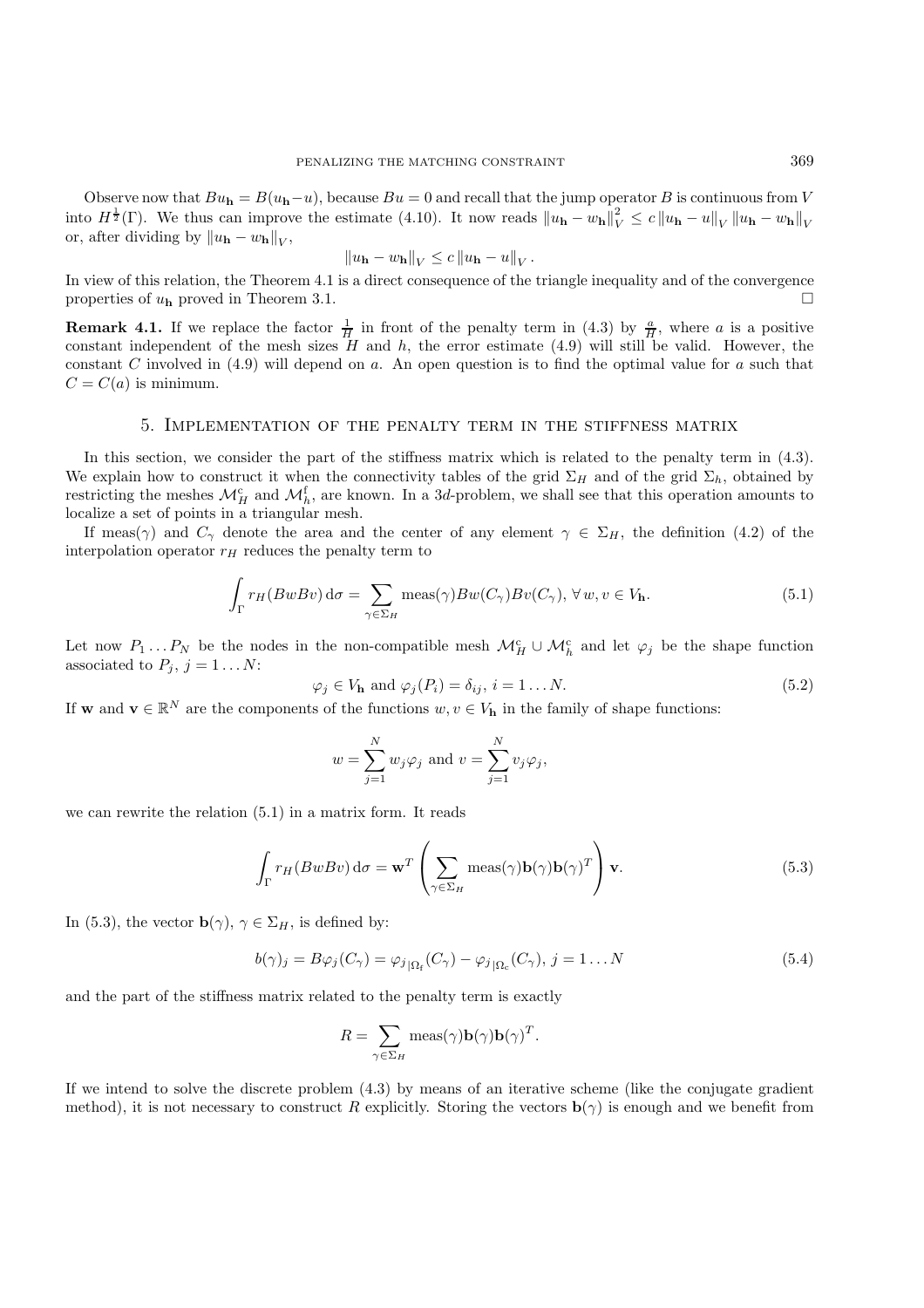Observe now that $Bu_{\mathbf{h}} = B(u_{\mathbf{h}} - u)$, because $Bu = 0$ and recall that the jump operator $B$ is continuous from $V$ into $H^{\frac{1}{2}}(\Gamma)$. We thus can improve the estimate (4.10). It now reads $\|u_{\mathbf{h}} - w_{\mathbf{h}}\|_V^2 \leq c\, \|u_{\mathbf{h}} - u\|_V \, \|u_{\mathbf{h}} - w_{\mathbf{h}}\|_V$ or, after dividing by $\|u_{\mathbf{h}} - w_{\mathbf{h}}\|_V$,

$$\|u_{\mathbf{h}} - w_{\mathbf{h}}\|_V \leq c\, \|u_{\mathbf{h}} - u\|_V \, .$$

In view of this relation, the Theorem 4.1 is a direct consequence of the triangle inequality and of the convergence properties of $u_{\mathbf{h}}$ proved in Theorem 3.1. □

**Remark 4.1.** If we replace the factor $\frac{1}{H}$ in front of the penalty term in (4.3) by $\frac{a}{H}$, where $a$ is a positive constant independent of the mesh sizes $H$ and $h$, the error estimate (4.9) will still be valid. However, the constant $C$ involved in (4.9) will depend on $a$. An open question is to find the optimal value for $a$ such that $C = C(a)$ is minimum.

## 5. Implementation of the penalty term in the stiffness matrix

In this section, we consider the part of the stiffness matrix which is related to the penalty term in (4.3). We explain how to construct it when the connectivity tables of the grid $\Sigma_H$ and of the grid $\Sigma_h$, obtained by restricting the meshes $\mathcal{M}_H^{\mathrm{c}}$ and $\mathcal{M}_h^{\mathrm{f}}$, are known. In a 3$d$-problem, we shall see that this operation amounts to localize a set of points in a triangular mesh.

If $\mathrm{meas}(\gamma)$ and $C_\gamma$ denote the area and the center of any element $\gamma \in \Sigma_H$, the definition (4.2) of the interpolation operator $r_H$ reduces the penalty term to

$$\int_\Gamma r_H(BwBv)\,\mathrm{d}\sigma = \sum_{\gamma \in \Sigma_H} \mathrm{meas}(\gamma) Bw(C_\gamma) Bv(C_\gamma), \; \forall\, w, v \in V_{\mathbf{h}}. \tag{5.1}$$

Let now $P_1 \ldots P_N$ be the nodes in the non-compatible mesh $\mathcal{M}_H^{\mathrm{c}} \cup \mathcal{M}_h^{\mathrm{c}}$ and let $\varphi_j$ be the shape function associated to $P_j$, $j = 1 \ldots N$:

$$\varphi_j \in V_{\mathbf{h}} \text{ and } \varphi_j(P_i) = \delta_{ij}, \; i = 1 \ldots N. \tag{5.2}$$

If $\mathbf{w}$ and $\mathbf{v} \in \mathbb{R}^N$ are the components of the functions $w, v \in V_{\mathbf{h}}$ in the family of shape functions:

$$w = \sum_{j=1}^{N} w_j \varphi_j \text{ and } v = \sum_{j=1}^{N} v_j \varphi_j,$$

we can rewrite the relation (5.1) in a matrix form. It reads

$$\int_\Gamma r_H(BwBv)\,\mathrm{d}\sigma = \mathbf{w}^T \left( \sum_{\gamma \in \Sigma_H} \mathrm{meas}(\gamma) \mathbf{b}(\gamma) \mathbf{b}(\gamma)^T \right) \mathbf{v}. \tag{5.3}$$

In (5.3), the vector $\mathbf{b}(\gamma)$, $\gamma \in \Sigma_H$, is defined by:

$$b(\gamma)_j = B\varphi_j(C_\gamma) = \varphi_{j\,|\Omega_{\mathrm{f}}}(C_\gamma) - \varphi_{j\,|\Omega_{\mathrm{c}}}(C_\gamma), \; j = 1 \ldots N \tag{5.4}$$

and the part of the stiffness matrix related to the penalty term is exactly

$$R = \sum_{\gamma \in \Sigma_H} \mathrm{meas}(\gamma) \mathbf{b}(\gamma) \mathbf{b}(\gamma)^T.$$

If we intend to solve the discrete problem (4.3) by means of an iterative scheme (like the conjugate gradient method), it is not necessary to construct $R$ explicitly. Storing the vectors $\mathbf{b}(\gamma)$ is enough and we benefit from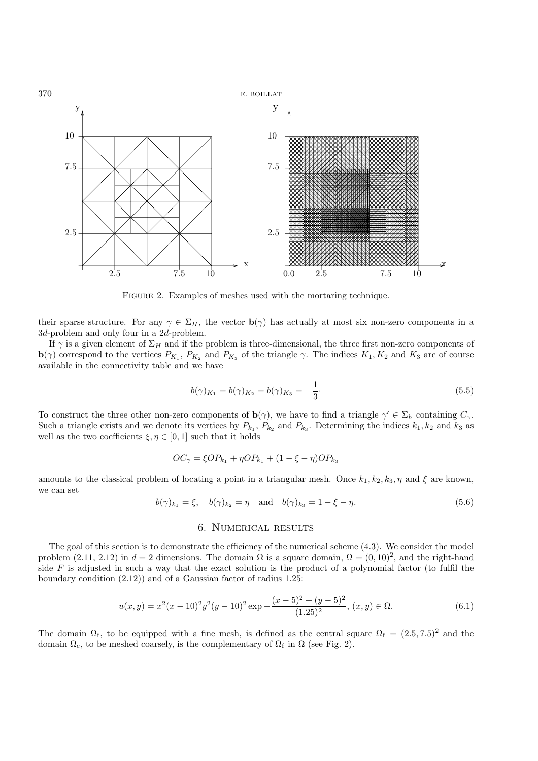FIGURE 2. Examples of meshes used with the mortaring technique.

their sparse structure. For any $\gamma \in \Sigma_H$, the vector $\mathbf{b}(\gamma)$ has actually at most six non-zero components in a $3d$-problem and only four in a $2d$-problem.

If $\gamma$ is a given element of $\Sigma_H$ and if the problem is three-dimensional, the three first non-zero components of $\mathbf{b}(\gamma)$ correspond to the vertices $P_{K_1}$, $P_{K_2}$ and $P_{K_3}$ of the triangle $\gamma$. The indices $K_1, K_2$ and $K_3$ are of course available in the connectivity table and we have

$$b(\gamma)_{K_1} = b(\gamma)_{K_2} = b(\gamma)_{K_3} = -\frac{1}{3}. \tag{5.5}$$

To construct the three other non-zero components of $\mathbf{b}(\gamma)$, we have to find a triangle $\gamma' \in \Sigma_h$ containing $C_\gamma$. Such a triangle exists and we denote its vertices by $P_{k_1}$, $P_{k_2}$ and $P_{k_3}$. Determining the indices $k_1, k_2$ and $k_3$ as well as the two coefficients $\xi, \eta \in [0,1]$ such that it holds

$$OC_\gamma = \xi OP_{k_1} + \eta OP_{k_1} + (1 - \xi - \eta) OP_{k_3}$$

amounts to the classical problem of locating a point in a triangular mesh. Once $k_1, k_2, k_3, \eta$ and $\xi$ are known, we can set

$$b(\gamma)_{k_1} = \xi, \quad b(\gamma)_{k_2} = \eta \quad \text{and} \quad b(\gamma)_{k_3} = 1 - \xi - \eta. \tag{5.6}$$

## 6. Numerical results

The goal of this section is to demonstrate the efficiency of the numerical scheme (4.3). We consider the model problem (2.11, 2.12) in $d = 2$ dimensions. The domain $\Omega$ is a square domain, $\Omega = (0, 10)^2$, and the right-hand side $F$ is adjusted in such a way that the exact solution is the product of a polynomial factor (to fulfil the boundary condition (2.12)) and of a Gaussian factor of radius 1.25:

$$u(x, y) = x^2(x - 10)^2 y^2 (y - 10)^2 \exp -\frac{(x-5)^2 + (y-5)^2}{(1.25)^2}, \, (x, y) \in \Omega. \tag{6.1}$$

The domain $\Omega_{\mathrm{f}}$, to be equipped with a fine mesh, is defined as the central square $\Omega_{\mathrm{f}} = (2.5, 7.5)^2$ and the domain $\Omega_{\mathrm{c}}$, to be meshed coarsely, is the complementary of $\Omega_{\mathrm{f}}$ in $\Omega$ (see Fig. 2).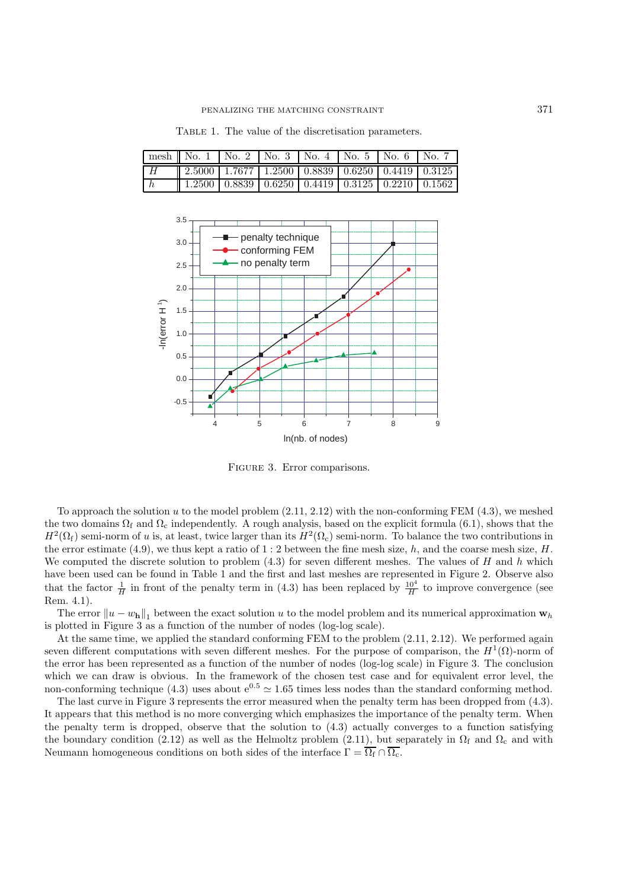Table 1. The value of the discretisation parameters.

| mesh | No. 1 | No. 2 | No. 3 | No. 4 | No. 5 | No. 6 | No. 7 |
|---|---|---|---|---|---|---|---|
| $H$ | 2.5000 | 1.7677 | 1.2500 | 0.8839 | 0.6250 | 0.4419 | 0.3125 |
| $h$ | 1.2500 | 0.8839 | 0.6250 | 0.4419 | 0.3125 | 0.2210 | 0.1562 |

Figure 3. Error comparisons.

To approach the solution $u$ to the model problem (2.11, 2.12) with the non-conforming FEM (4.3), we meshed the two domains $\Omega_\mathrm{f}$ and $\Omega_\mathrm{c}$ independently. A rough analysis, based on the explicit formula (6.1), shows that the $H^2(\Omega_\mathrm{f})$ semi-norm of $u$ is, at least, twice larger than its $H^2(\Omega_\mathrm{c})$ semi-norm. To balance the two contributions in the error estimate (4.9), we thus kept a ratio of $1:2$ between the fine mesh size, $h$, and the coarse mesh size, $H$. We computed the discrete solution to problem (4.3) for seven different meshes. The values of $H$ and $h$ which have been used can be found in Table 1 and the first and last meshes are represented in Figure 2. Observe also that the factor $\frac{1}{H}$ in front of the penalty term in (4.3) has been replaced by $\frac{10^4}{H}$ to improve convergence (see Rem. 4.1).

The error $\|u - w_\mathbf{h}\|_1$ between the exact solution $u$ to the model problem and its numerical approximation $\mathbf{w}_h$ is plotted in Figure 3 as a function of the number of nodes (log-log scale).

At the same time, we applied the standard conforming FEM to the problem (2.11, 2.12). We performed again seven different computations with seven different meshes. For the purpose of comparison, the $H^1(\Omega)$-norm of the error has been represented as a function of the number of nodes (log-log scale) in Figure 3. The conclusion which we can draw is obvious. In the framework of the chosen test case and for equivalent error level, the non-conforming technique (4.3) uses about $\mathrm{e}^{0.5} \simeq 1.65$ times less nodes than the standard conforming method.

The last curve in Figure 3 represents the error measured when the penalty term has been dropped from (4.3). It appears that this method is no more converging which emphasizes the importance of the penalty term. When the penalty term is dropped, observe that the solution to (4.3) actually converges to a function satisfying the boundary condition (2.12) as well as the Helmoltz problem (2.11), but separately in $\Omega_\mathrm{f}$ and $\Omega_\mathrm{c}$ and with Neumann homogeneous conditions on both sides of the interface $\Gamma = \overline{\Omega_\mathrm{f}} \cap \overline{\Omega_\mathrm{c}}$.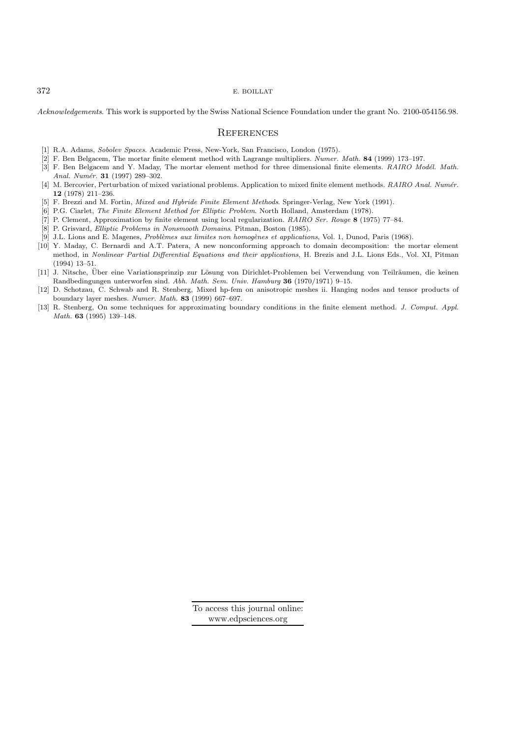*Acknowledgements*. This work is supported by the Swiss National Science Foundation under the grant No. 2100-054156.98.

## References

[1] R.A. Adams, *Sobolev Spaces*. Academic Press, New-York, San Francisco, London (1975).

[2] F. Ben Belgacem, The mortar finite element method with Lagrange multipliers. *Numer. Math.* **84** (1999) 173–197.

[3] F. Ben Belgacem and Y. Maday, The mortar element method for three dimensional finite elements. *RAIRO Modél. Math. Anal. Numér.* **31** (1997) 289–302.

[4] M. Bercovier, Perturbation of mixed variational problems. Application to mixed finite element methods. *RAIRO Anal. Numér.* **12** (1978) 211–236.

[5] F. Brezzi and M. Fortin, *Mixed and Hybride Finite Element Methods*. Springer-Verlag, New York (1991).

[6] P.G. Ciarlet, *The Finite Element Method for Elliptic Problem*. North Holland, Amsterdam (1978).

[7] P. Clement, Approximation by finite element using local regularization. *RAIRO Ser. Rouge* **8** (1975) 77–84.

[8] P. Grisvard, *Elliptic Problems in Nonsmooth Domains*. Pitman, Boston (1985).

[9] J.L. Lions and E. Magenes, *Problèmes aux limites non homogènes et applications*, Vol. 1, Dunod, Paris (1968).

[10] Y. Maday, C. Bernardi and A.T. Patera, A new nonconforming approach to domain decomposition: the mortar element method, in *Nonlinear Partial Differential Equations and their applications*, H. Brezis and J.L. Lions Eds., Vol. XI, Pitman (1994) 13–51.

[11] J. Nitsche, Über eine Variationsprinzip zur Lösung von Dirichlet-Problemen bei Verwendung von Teilräumen, die keinen Randbedingungen unterworfen sind. *Abh. Math. Sem. Univ. Hamburg* **36** (1970/1971) 9–15.

[12] D. Schotzau, C. Schwab and R. Stenberg, Mixed hp-fem on anisotropic meshes ii. Hanging nodes and tensor products of boundary layer meshes. *Numer. Math.* **83** (1999) 667–697.

[13] R. Stenberg, On some techniques for approximating boundary conditions in the finite element method. *J. Comput. Appl. Math.* **63** (1995) 139–148.

To access this journal online:
www.edpsciences.org